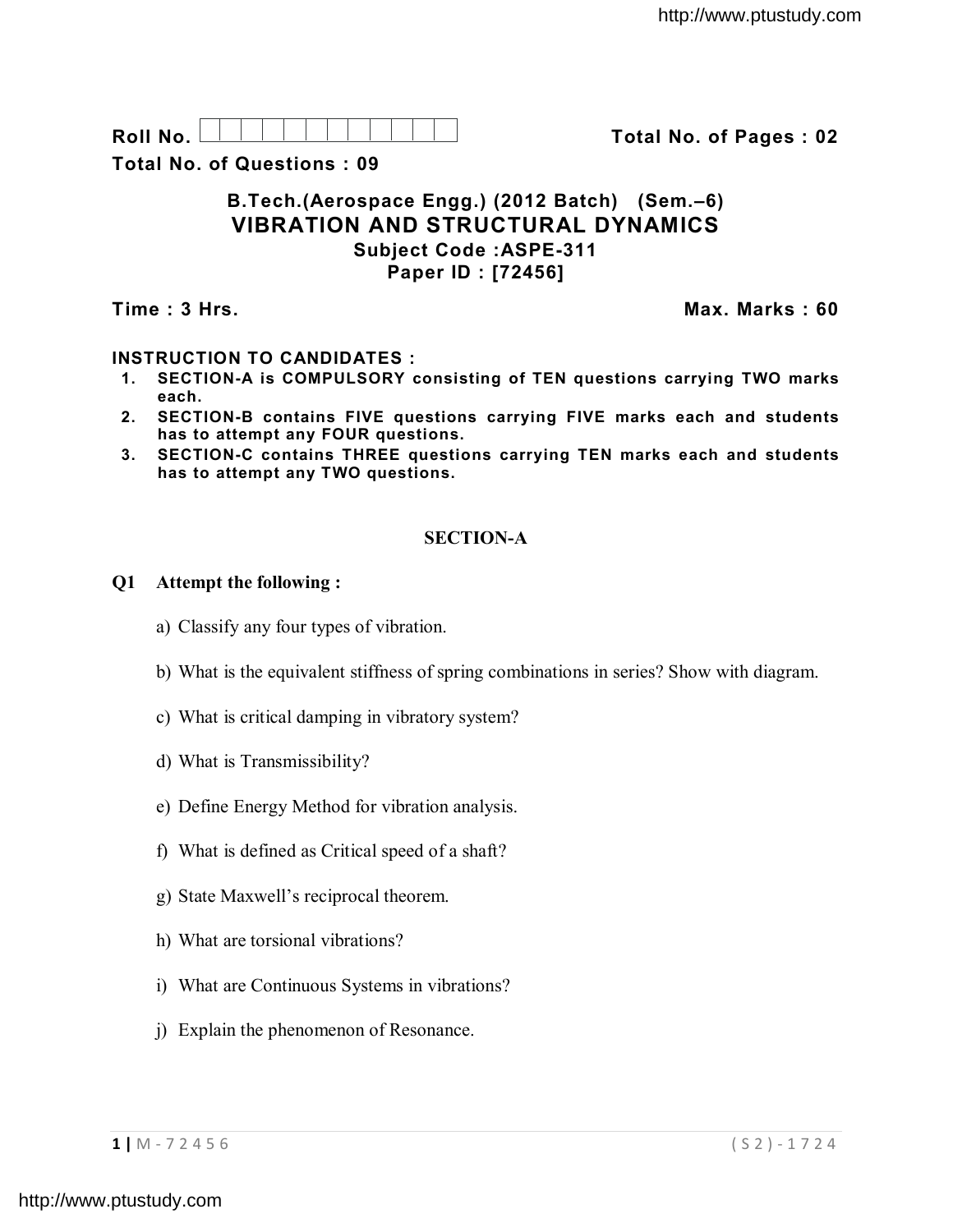Roll No. 

**Total No. of Pages : 02**

**Total No. of Questions : 09**

## B.Tech.(Aerospace Engg.) (2012 Batch) (Sem.–6)
## VIBRATION AND STRUCTURAL DYNAMICS
### Subject Code :ASPE-311
### Paper ID : [72456]

**Time : 3 Hrs.** **Max. Marks : 60**

**INSTRUCTION TO CANDIDATES :**

1. **SECTION-A is COMPULSORY consisting of TEN questions carrying TWO marks each.**
2. **SECTION-B contains FIVE questions carrying FIVE marks each and students has to attempt any FOUR questions.**
3. **SECTION-C contains THREE questions carrying TEN marks each and students has to attempt any TWO questions.**

## SECTION-A

**Q1 Attempt the following :**

a) Classify any four types of vibration.

b) What is the equivalent stiffness of spring combinations in series? Show with diagram.

c) What is critical damping in vibratory system?

d) What is Transmissibility?

e) Define Energy Method for vibration analysis.

f) What is defined as Critical speed of a shaft?

g) State Maxwell's reciprocal theorem.

h) What are torsional vibrations?

i) What are Continuous Systems in vibrations?

j) Explain the phenomenon of Resonance.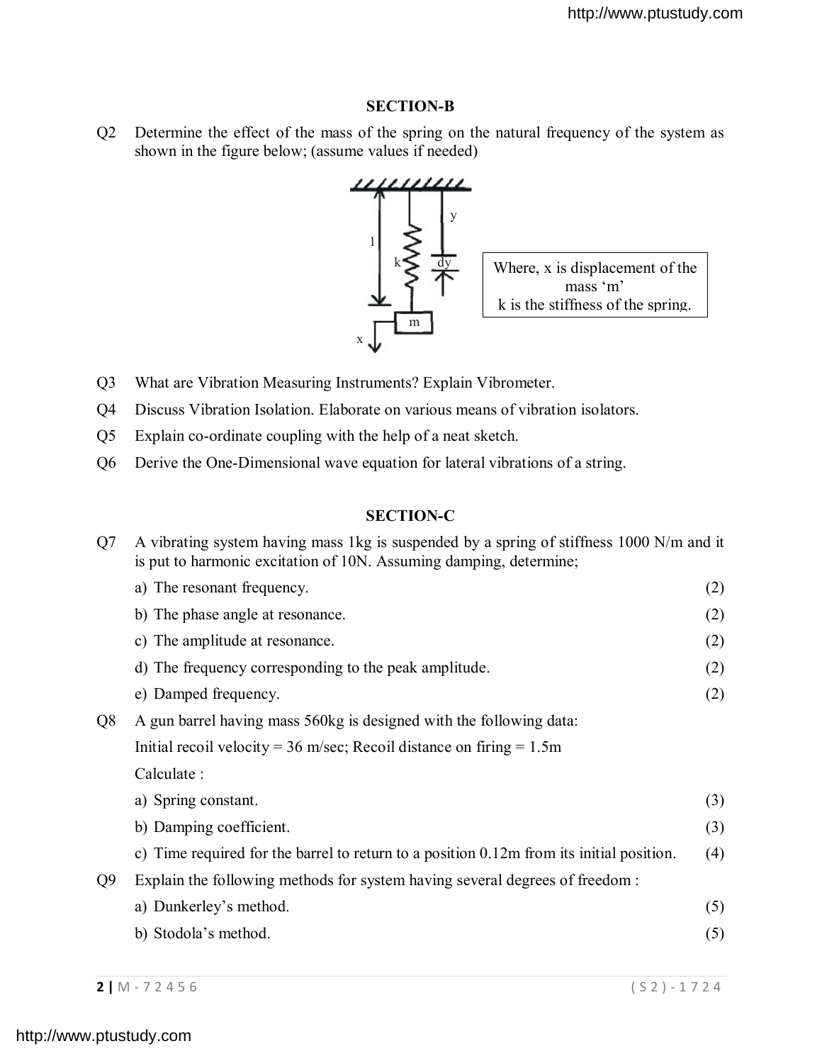## SECTION-B

Q2 Determine the effect of the mass of the spring on the natural frequency of the system as shown in the figure below; (assume values if needed)

l

k

y

dy

m

x

Where, x is displacement of the mass 'm'
k is the stiffness of the spring.

Q3 What are Vibration Measuring Instruments? Explain Vibrometer.

Q4 Discuss Vibration Isolation. Elaborate on various means of vibration isolators.

Q5 Explain co-ordinate coupling with the help of a neat sketch.

Q6 Derive the One-Dimensional wave equation for lateral vibrations of a string.

## SECTION-C

Q7 A vibrating system having mass 1kg is suspended by a spring of stiffness 1000 N/m and it is put to harmonic excitation of 10N. Assuming damping, determine;

a) The resonant frequency. (2)

b) The phase angle at resonance. (2)

c) The amplitude at resonance. (2)

d) The frequency corresponding to the peak amplitude. (2)

e) Damped frequency. (2)

Q8 A gun barrel having mass 560kg is designed with the following data:

Initial recoil velocity = 36 m/sec; Recoil distance on firing = 1.5m

Calculate :

a) Spring constant. (3)

b) Damping coefficient. (3)

c) Time required for the barrel to return to a position 0.12m from its initial position. (4)

Q9 Explain the following methods for system having several degrees of freedom :

a) Dunkerley's method. (5)

b) Stodola's method. (5)